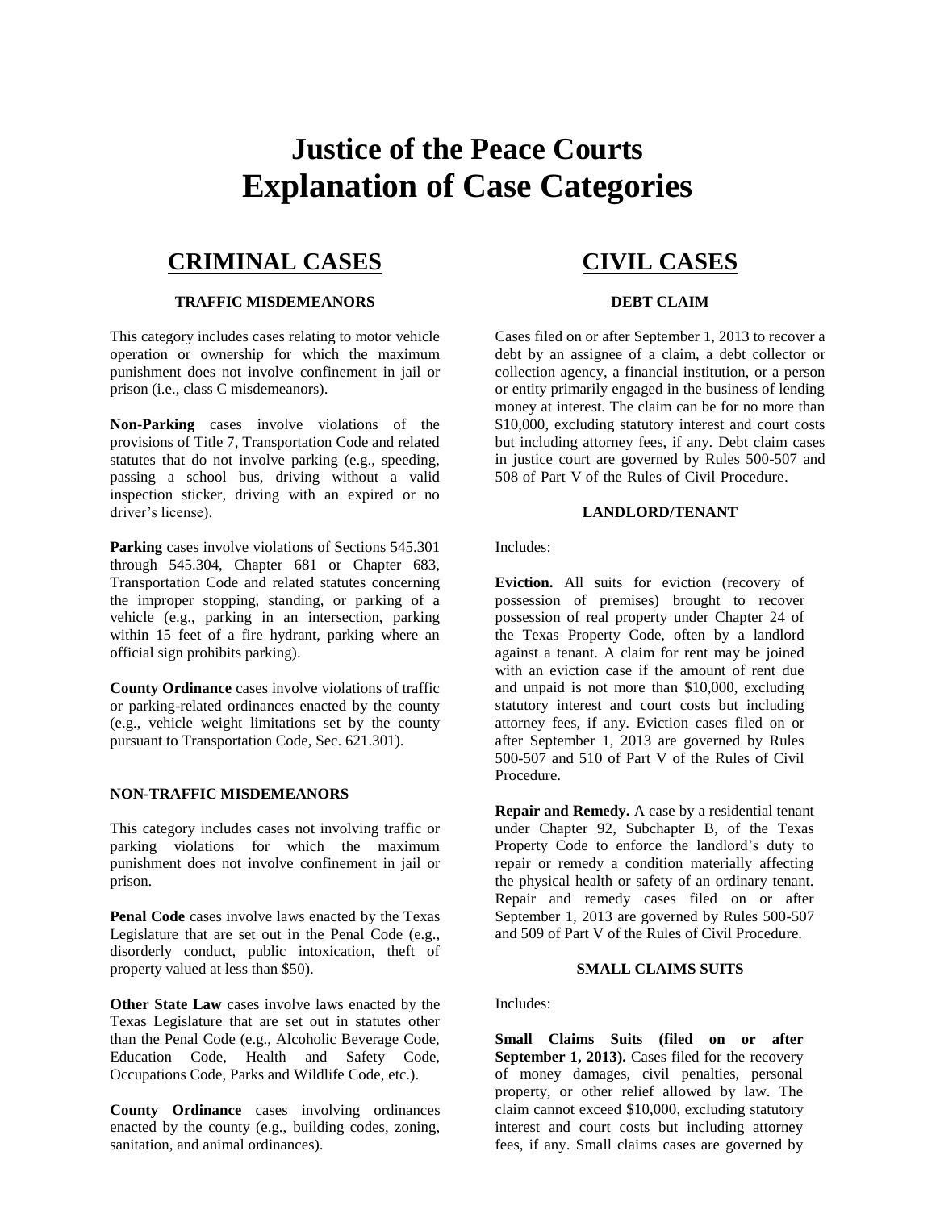# Justice of the Peace Courts
# Explanation of Case Categories

## CRIMINAL CASES

### TRAFFIC MISDEMEANORS

This category includes cases relating to motor vehicle operation or ownership for which the maximum punishment does not involve confinement in jail or prison (i.e., class C misdemeanors).

**Non-Parking** cases involve violations of the provisions of Title 7, Transportation Code and related statutes that do not involve parking (e.g., speeding, passing a school bus, driving without a valid inspection sticker, driving with an expired or no driver's license).

**Parking** cases involve violations of Sections 545.301 through 545.304, Chapter 681 or Chapter 683, Transportation Code and related statutes concerning the improper stopping, standing, or parking of a vehicle (e.g., parking in an intersection, parking within 15 feet of a fire hydrant, parking where an official sign prohibits parking).

**County Ordinance** cases involve violations of traffic or parking-related ordinances enacted by the county (e.g., vehicle weight limitations set by the county pursuant to Transportation Code, Sec. 621.301).

### NON-TRAFFIC MISDEMEANORS

This category includes cases not involving traffic or parking violations for which the maximum punishment does not involve confinement in jail or prison.

**Penal Code** cases involve laws enacted by the Texas Legislature that are set out in the Penal Code (e.g., disorderly conduct, public intoxication, theft of property valued at less than $50).

**Other State Law** cases involve laws enacted by the Texas Legislature that are set out in statutes other than the Penal Code (e.g., Alcoholic Beverage Code, Education Code, Health and Safety Code, Occupations Code, Parks and Wildlife Code, etc.).

**County Ordinance** cases involving ordinances enacted by the county (e.g., building codes, zoning, sanitation, and animal ordinances).

## CIVIL CASES

### DEBT CLAIM

Cases filed on or after September 1, 2013 to recover a debt by an assignee of a claim, a debt collector or collection agency, a financial institution, or a person or entity primarily engaged in the business of lending money at interest. The claim can be for no more than $10,000, excluding statutory interest and court costs but including attorney fees, if any. Debt claim cases in justice court are governed by Rules 500-507 and 508 of Part V of the Rules of Civil Procedure.

### LANDLORD/TENANT

Includes:

**Eviction.** All suits for eviction (recovery of possession of premises) brought to recover possession of real property under Chapter 24 of the Texas Property Code, often by a landlord against a tenant. A claim for rent may be joined with an eviction case if the amount of rent due and unpaid is not more than $10,000, excluding statutory interest and court costs but including attorney fees, if any. Eviction cases filed on or after September 1, 2013 are governed by Rules 500-507 and 510 of Part V of the Rules of Civil Procedure.

**Repair and Remedy.** A case by a residential tenant under Chapter 92, Subchapter B, of the Texas Property Code to enforce the landlord's duty to repair or remedy a condition materially affecting the physical health or safety of an ordinary tenant. Repair and remedy cases filed on or after September 1, 2013 are governed by Rules 500-507 and 509 of Part V of the Rules of Civil Procedure.

### SMALL CLAIMS SUITS

Includes:

**Small Claims Suits (filed on or after September 1, 2013).** Cases filed for the recovery of money damages, civil penalties, personal property, or other relief allowed by law. The claim cannot exceed $10,000, excluding statutory interest and court costs but including attorney fees, if any. Small claims cases are governed by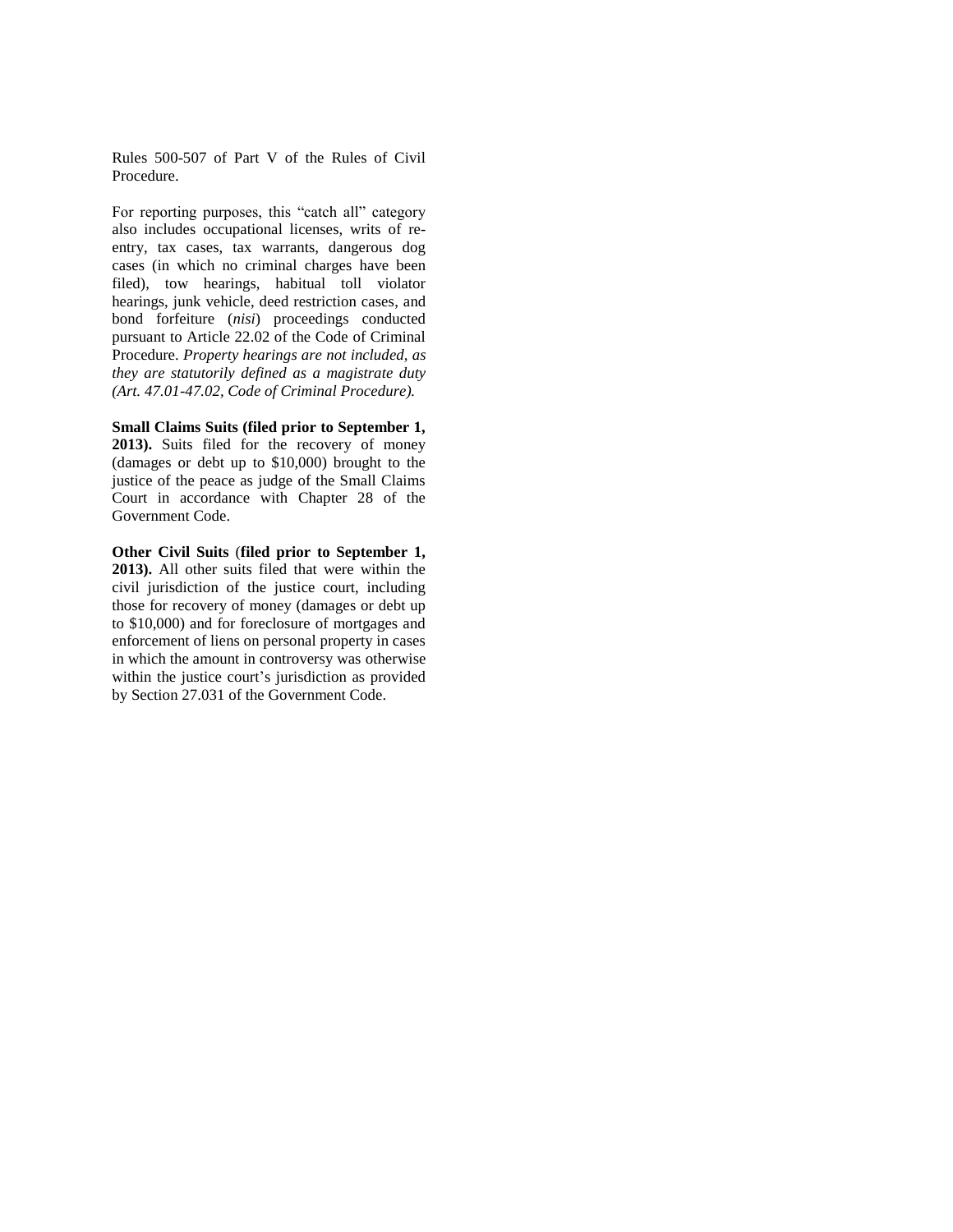Rules 500-507 of Part V of the Rules of Civil Procedure.

For reporting purposes, this "catch all" category also includes occupational licenses, writs of re-entry, tax cases, tax warrants, dangerous dog cases (in which no criminal charges have been filed), tow hearings, habitual toll violator hearings, junk vehicle, deed restriction cases, and bond forfeiture (*nisi*) proceedings conducted pursuant to Article 22.02 of the Code of Criminal Procedure. *Property hearings are not included, as they are statutorily defined as a magistrate duty (Art. 47.01-47.02, Code of Criminal Procedure).*

**Small Claims Suits (filed prior to September 1, 2013).** Suits filed for the recovery of money (damages or debt up to $10,000) brought to the justice of the peace as judge of the Small Claims Court in accordance with Chapter 28 of the Government Code.

**Other Civil Suits** (**filed prior to September 1, 2013).** All other suits filed that were within the civil jurisdiction of the justice court, including those for recovery of money (damages or debt up to $10,000) and for foreclosure of mortgages and enforcement of liens on personal property in cases in which the amount in controversy was otherwise within the justice court's jurisdiction as provided by Section 27.031 of the Government Code.